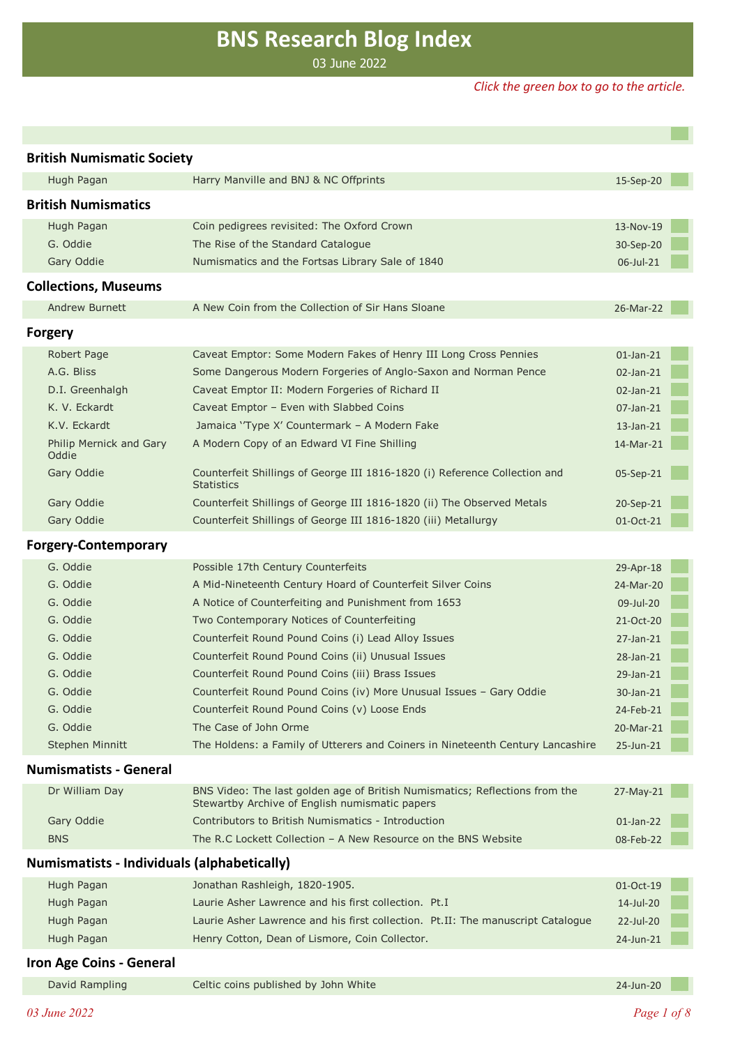# BNS Research Blog Index

03 June 2022

*Click the green box to go to the article.*

## British Numismatic Society

| Author | Title | Date |
|---|---|---|
| Hugh Pagan | Harry Manville and BNJ & NC Offprints | 15-Sep-20 |

## British Numismatics

| Author | Title | Date |
|---|---|---|
| Hugh Pagan | Coin pedigrees revisited: The Oxford Crown | 13-Nov-19 |
| G. Oddie | The Rise of the Standard Catalogue | 30-Sep-20 |
| Gary Oddie | Numismatics and the Fortsas Library Sale of 1840 | 06-Jul-21 |

## Collections, Museums

| Author | Title | Date |
|---|---|---|
| Andrew Burnett | A New Coin from the Collection of Sir Hans Sloane | 26-Mar-22 |

## Forgery

| Author | Title | Date |
|---|---|---|
| Robert Page | Caveat Emptor: Some Modern Fakes of Henry III Long Cross Pennies | 01-Jan-21 |
| A.G. Bliss | Some Dangerous Modern Forgeries of Anglo-Saxon and Norman Pence | 02-Jan-21 |
| D.I. Greenhalgh | Caveat Emptor II: Modern Forgeries of Richard II | 02-Jan-21 |
| K. V. Eckardt | Caveat Emptor – Even with Slabbed Coins | 07-Jan-21 |
| K.V. Eckardt | Jamaica ‘'Type X’ Countermark – A Modern Fake | 13-Jan-21 |
| Philip Mernick and Gary Oddie | A Modern Copy of an Edward VI Fine Shilling | 14-Mar-21 |
| Gary Oddie | Counterfeit Shillings of George III 1816-1820 (i) Reference Collection and Statistics | 05-Sep-21 |
| Gary Oddie | Counterfeit Shillings of George III 1816-1820 (ii) The Observed Metals | 20-Sep-21 |
| Gary Oddie | Counterfeit Shillings of George III 1816-1820 (iii) Metallurgy | 01-Oct-21 |

## Forgery-Contemporary

| Author | Title | Date |
|---|---|---|
| G. Oddie | Possible 17th Century Counterfeits | 29-Apr-18 |
| G. Oddie | A Mid-Nineteenth Century Hoard of Counterfeit Silver Coins | 24-Mar-20 |
| G. Oddie | A Notice of Counterfeiting and Punishment from 1653 | 09-Jul-20 |
| G. Oddie | Two Contemporary Notices of Counterfeiting | 21-Oct-20 |
| G. Oddie | Counterfeit Round Pound Coins (i) Lead Alloy Issues | 27-Jan-21 |
| G. Oddie | Counterfeit Round Pound Coins (ii) Unusual Issues | 28-Jan-21 |
| G. Oddie | Counterfeit Round Pound Coins (iii) Brass Issues | 29-Jan-21 |
| G. Oddie | Counterfeit Round Pound Coins (iv) More Unusual Issues – Gary Oddie | 30-Jan-21 |
| G. Oddie | Counterfeit Round Pound Coins (v) Loose Ends | 24-Feb-21 |
| G. Oddie | The Case of John Orme | 20-Mar-21 |
| Stephen Minnitt | The Holdens: a Family of Utterers and Coiners in Nineteenth Century Lancashire | 25-Jun-21 |

## Numismatists - General

| Author | Title | Date |
|---|---|---|
| Dr William Day | BNS Video: The last golden age of British Numismatics; Reflections from the Stewartby Archive of English numismatic papers | 27-May-21 |
| Gary Oddie | Contributors to British Numismatics - Introduction | 01-Jan-22 |
| BNS | The R.C Lockett Collection – A New Resource on the BNS Website | 08-Feb-22 |

## Numismatists - Individuals (alphabetically)

| Author | Title | Date |
|---|---|---|
| Hugh Pagan | Jonathan Rashleigh, 1820-1905. | 01-Oct-19 |
| Hugh Pagan | Laurie Asher Lawrence and his first collection. Pt.I | 14-Jul-20 |
| Hugh Pagan | Laurie Asher Lawrence and his first collection. Pt.II: The manuscript Catalogue | 22-Jul-20 |
| Hugh Pagan | Henry Cotton, Dean of Lismore, Coin Collector. | 24-Jun-21 |

## Iron Age Coins - General

| Author | Title | Date |
|---|---|---|
| David Rampling | Celtic coins published by John White | 24-Jun-20 |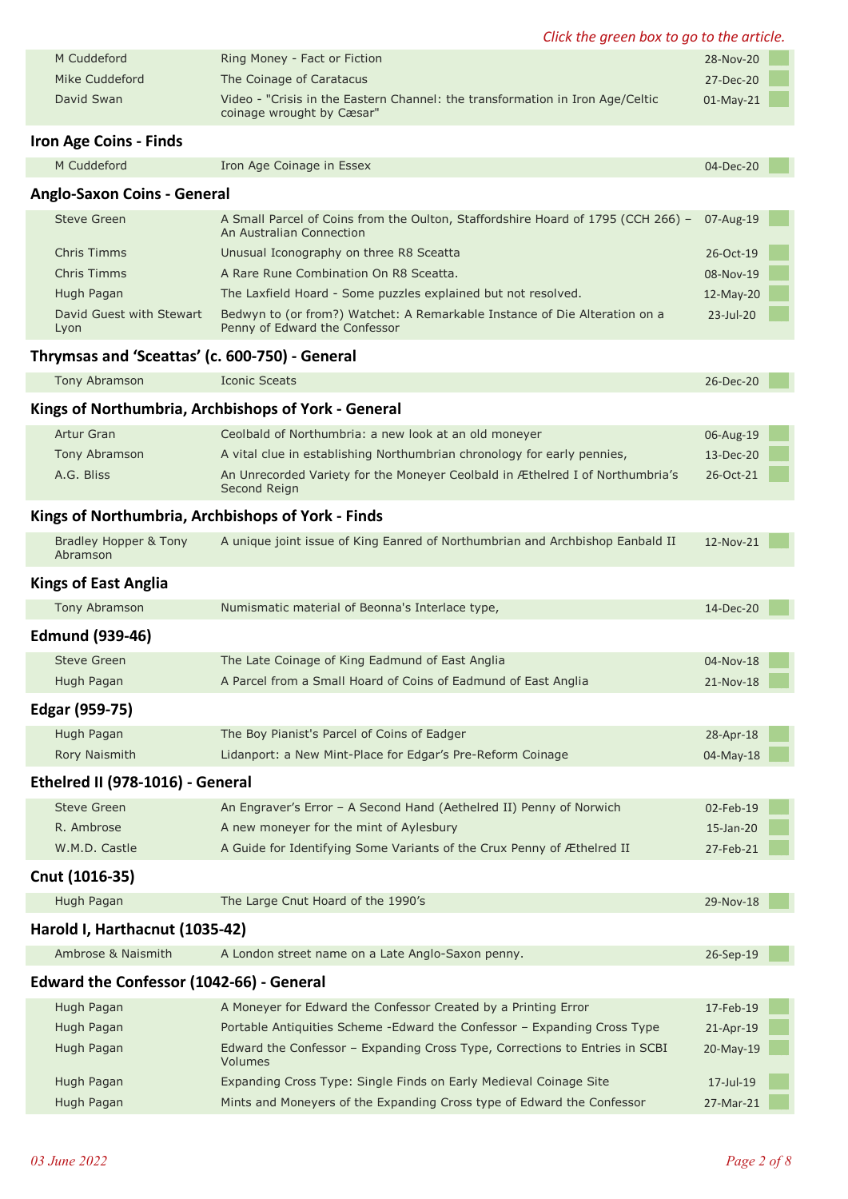*Click the green box to go to the article.*

| | | |
|---|---|---|
| M Cuddeford | Ring Money - Fact or Fiction | 28-Nov-20 |
| Mike Cuddeford | The Coinage of Caratacus | 27-Dec-20 |
| David Swan | Video - "Crisis in the Eastern Channel: the transformation in Iron Age/Celtic coinage wrought by Cæsar" | 01-May-21 |

## Iron Age Coins - Finds

| | | |
|---|---|---|
| M Cuddeford | Iron Age Coinage in Essex | 04-Dec-20 |

## Anglo-Saxon Coins - General

| | | |
|---|---|---|
| Steve Green | A Small Parcel of Coins from the Oulton, Staffordshire Hoard of 1795 (CCH 266) – An Australian Connection | 07-Aug-19 |
| Chris Timms | Unusual Iconography on three R8 Sceatta | 26-Oct-19 |
| Chris Timms | A Rare Rune Combination On R8 Sceatta. | 08-Nov-19 |
| Hugh Pagan | The Laxfield Hoard - Some puzzles explained but not resolved. | 12-May-20 |
| David Guest with Stewart Lyon | Bedwyn to (or from?) Watchet: A Remarkable Instance of Die Alteration on a Penny of Edward the Confessor | 23-Jul-20 |

## Thrymsas and 'Sceattas' (c. 600-750) - General

| | | |
|---|---|---|
| Tony Abramson | Iconic Sceats | 26-Dec-20 |

## Kings of Northumbria, Archbishops of York - General

| | | |
|---|---|---|
| Artur Gran | Ceolbald of Northumbria: a new look at an old moneyer | 06-Aug-19 |
| Tony Abramson | A vital clue in establishing Northumbrian chronology for early pennies, | 13-Dec-20 |
| A.G. Bliss | An Unrecorded Variety for the Moneyer Ceolbald in Æthelred I of Northumbria's Second Reign | 26-Oct-21 |

## Kings of Northumbria, Archbishops of York - Finds

| | | |
|---|---|---|
| Bradley Hopper & Tony Abramson | A unique joint issue of King Eanred of Northumbrian and Archbishop Eanbald II | 12-Nov-21 |

## Kings of East Anglia

| | | |
|---|---|---|
| Tony Abramson | Numismatic material of Beonna's Interlace type, | 14-Dec-20 |

## Edmund (939-46)

| | | |
|---|---|---|
| Steve Green | The Late Coinage of King Eadmund of East Anglia | 04-Nov-18 |
| Hugh Pagan | A Parcel from a Small Hoard of Coins of Eadmund of East Anglia | 21-Nov-18 |

## Edgar (959-75)

| | | |
|---|---|---|
| Hugh Pagan | The Boy Pianist's Parcel of Coins of Eadger | 28-Apr-18 |
| Rory Naismith | Lidanport: a New Mint-Place for Edgar's Pre-Reform Coinage | 04-May-18 |

## Ethelred II (978-1016) - General

| | | |
|---|---|---|
| Steve Green | An Engraver's Error – A Second Hand (Aethelred II) Penny of Norwich | 02-Feb-19 |
| R. Ambrose | A new moneyer for the mint of Aylesbury | 15-Jan-20 |
| W.M.D. Castle | A Guide for Identifying Some Variants of the Crux Penny of Æthelred II | 27-Feb-21 |

## Cnut (1016-35)

| | | |
|---|---|---|
| Hugh Pagan | The Large Cnut Hoard of the 1990's | 29-Nov-18 |

## Harold I, Harthacnut (1035-42)

| | | |
|---|---|---|
| Ambrose & Naismith | A London street name on a Late Anglo-Saxon penny. | 26-Sep-19 |

## Edward the Confessor (1042-66) - General

| | | |
|---|---|---|
| Hugh Pagan | A Moneyer for Edward the Confessor Created by a Printing Error | 17-Feb-19 |
| Hugh Pagan | Portable Antiquities Scheme -Edward the Confessor – Expanding Cross Type | 21-Apr-19 |
| Hugh Pagan | Edward the Confessor – Expanding Cross Type, Corrections to Entries in SCBI Volumes | 20-May-19 |
| Hugh Pagan | Expanding Cross Type: Single Finds on Early Medieval Coinage Site | 17-Jul-19 |
| Hugh Pagan | Mints and Moneyers of the Expanding Cross type of Edward the Confessor | 27-Mar-21 |

*03 June 2022*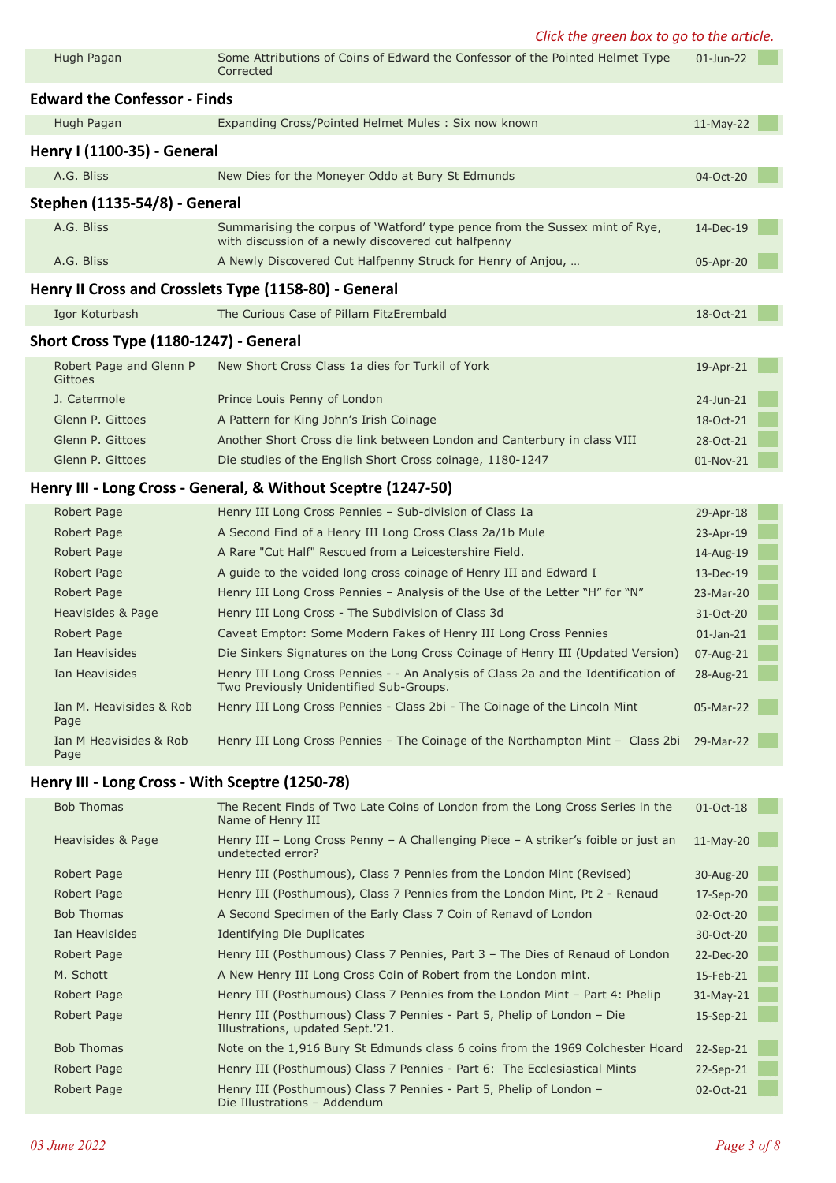*Click the green box to go to the article.*

| | | | |
|---|---|---|---|
| Hugh Pagan | Some Attributions of Coins of Edward the Confessor of the Pointed Helmet Type Corrected | 01-Jun-22 | |

## Edward the Confessor - Finds

| | | | |
|---|---|---|---|
| Hugh Pagan | Expanding Cross/Pointed Helmet Mules : Six now known | 11-May-22 | |

## Henry I (1100-35) - General

| | | | |
|---|---|---|---|
| A.G. Bliss | New Dies for the Moneyer Oddo at Bury St Edmunds | 04-Oct-20 | |

## Stephen (1135-54/8) - General

| | | | |
|---|---|---|---|
| A.G. Bliss | Summarising the corpus of 'Watford' type pence from the Sussex mint of Rye, with discussion of a newly discovered cut halfpenny | 14-Dec-19 | |
| A.G. Bliss | A Newly Discovered Cut Halfpenny Struck for Henry of Anjou, … | 05-Apr-20 | |

## Henry II Cross and Crosslets Type (1158-80) - General

| | | | |
|---|---|---|---|
| Igor Koturbash | The Curious Case of Pillam FitzErembald | 18-Oct-21 | |

## Short Cross Type (1180-1247) - General

| | | | |
|---|---|---|---|
| Robert Page and Glenn P Gittoes | New Short Cross Class 1a dies for Turkil of York | 19-Apr-21 | |
| J. Catermole | Prince Louis Penny of London | 24-Jun-21 | |
| Glenn P. Gittoes | A Pattern for King John's Irish Coinage | 18-Oct-21 | |
| Glenn P. Gittoes | Another Short Cross die link between London and Canterbury in class VIII | 28-Oct-21 | |
| Glenn P. Gittoes | Die studies of the English Short Cross coinage, 1180-1247 | 01-Nov-21 | |

## Henry III - Long Cross - General, & Without Sceptre (1247-50)

| | | | |
|---|---|---|---|
| Robert Page | Henry III Long Cross Pennies – Sub-division of Class 1a | 29-Apr-18 | |
| Robert Page | A Second Find of a Henry III Long Cross Class 2a/1b Mule | 23-Apr-19 | |
| Robert Page | A Rare "Cut Half" Rescued from a Leicestershire Field. | 14-Aug-19 | |
| Robert Page | A guide to the voided long cross coinage of Henry III and Edward I | 13-Dec-19 | |
| Robert Page | Henry III Long Cross Pennies – Analysis of the Use of the Letter "H" for "N" | 23-Mar-20 | |
| Heavisides & Page | Henry III Long Cross - The Subdivision of Class 3d | 31-Oct-20 | |
| Robert Page | Caveat Emptor: Some Modern Fakes of Henry III Long Cross Pennies | 01-Jan-21 | |
| Ian Heavisides | Die Sinkers Signatures on the Long Cross Coinage of Henry III (Updated Version) | 07-Aug-21 | |
| Ian Heavisides | Henry III Long Cross Pennies - - An Analysis of Class 2a and the Identification of Two Previously Unidentified Sub-Groups. | 28-Aug-21 | |
| Ian M. Heavisides & Rob Page | Henry III Long Cross Pennies - Class 2bi - The Coinage of the Lincoln Mint | 05-Mar-22 | |
| Ian M Heavisides & Rob Page | Henry III Long Cross Pennies – The Coinage of the Northampton Mint – Class 2bi | 29-Mar-22 | |

## Henry III - Long Cross - With Sceptre (1250-78)

| | | | |
|---|---|---|---|
| Bob Thomas | The Recent Finds of Two Late Coins of London from the Long Cross Series in the Name of Henry III | 01-Oct-18 | |
| Heavisides & Page | Henry III – Long Cross Penny – A Challenging Piece – A striker's foible or just an undetected error? | 11-May-20 | |
| Robert Page | Henry III (Posthumous), Class 7 Pennies from the London Mint (Revised) | 30-Aug-20 | |
| Robert Page | Henry III (Posthumous), Class 7 Pennies from the London Mint, Pt 2 - Renaud | 17-Sep-20 | |
| Bob Thomas | A Second Specimen of the Early Class 7 Coin of Renavd of London | 02-Oct-20 | |
| Ian Heavisides | Identifying Die Duplicates | 30-Oct-20 | |
| Robert Page | Henry III (Posthumous) Class 7 Pennies, Part 3 – The Dies of Renaud of London | 22-Dec-20 | |
| M. Schott | A New Henry III Long Cross Coin of Robert from the London mint. | 15-Feb-21 | |
| Robert Page | Henry III (Posthumous) Class 7 Pennies from the London Mint – Part 4: Phelip | 31-May-21 | |
| Robert Page | Henry III (Posthumous) Class 7 Pennies - Part 5, Phelip of London – Die Illustrations, updated Sept.'21. | 15-Sep-21 | |
| Bob Thomas | Note on the 1,916 Bury St Edmunds class 6 coins from the 1969 Colchester Hoard | 22-Sep-21 | |
| Robert Page | Henry III (Posthumous) Class 7 Pennies - Part 6: The Ecclesiastical Mints | 22-Sep-21 | |
| Robert Page | Henry III (Posthumous) Class 7 Pennies - Part 5, Phelip of London – Die Illustrations – Addendum | 02-Oct-21 | |

*03 June 2022*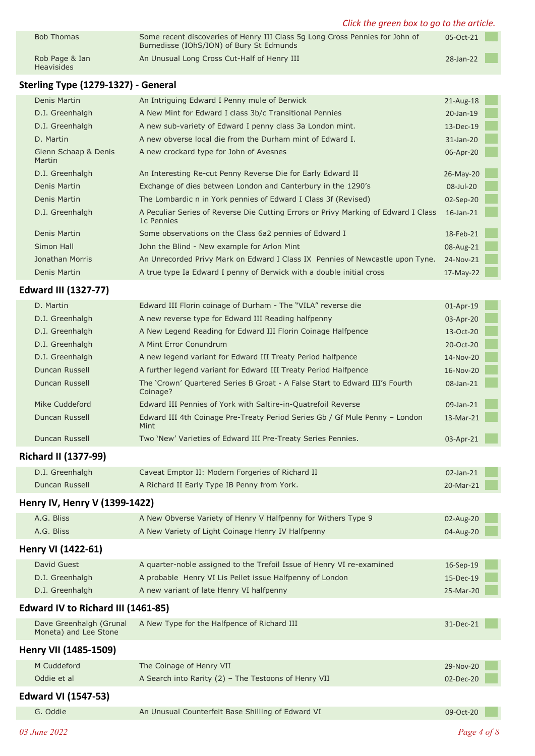*Click the green box to go to the article.*

| | | |
|---|---|---|
| Bob Thomas | Some recent discoveries of Henry III Class 5g Long Cross Pennies for John of Burnedisse (IOhS/ION) of Bury St Edmunds | 05-Oct-21 |
| Rob Page & Ian Heavisides | An Unusual Long Cross Cut-Half of Henry III | 28-Jan-22 |

## Sterling Type (1279-1327) - General

| | | |
|---|---|---|
| Denis Martin | An Intriguing Edward I Penny mule of Berwick | 21-Aug-18 |
| D.I. Greenhalgh | A New Mint for Edward I class 3b/c Transitional Pennies | 20-Jan-19 |
| D.I. Greenhalgh | A new sub-variety of Edward I penny class 3a London mint. | 13-Dec-19 |
| D. Martin | A new obverse local die from the Durham mint of Edward I. | 31-Jan-20 |
| Glenn Schaap & Denis Martin | A new crockard type for John of Avesnes | 06-Apr-20 |
| D.I. Greenhalgh | An Interesting Re-cut Penny Reverse Die for Early Edward II | 26-May-20 |
| Denis Martin | Exchange of dies between London and Canterbury in the 1290's | 08-Jul-20 |
| Denis Martin | The Lombardic n in York pennies of Edward I Class 3f (Revised) | 02-Sep-20 |
| D.I. Greenhalgh | A Peculiar Series of Reverse Die Cutting Errors or Privy Marking of Edward I Class 1c Pennies | 16-Jan-21 |
| Denis Martin | Some observations on the Class 6a2 pennies of Edward I | 18-Feb-21 |
| Simon Hall | John the Blind - New example for Arlon Mint | 08-Aug-21 |
| Jonathan Morris | An Unrecorded Privy Mark on Edward I Class IX Pennies of Newcastle upon Tyne. | 24-Nov-21 |
| Denis Martin | A true type Ia Edward I penny of Berwick with a double initial cross | 17-May-22 |

## Edward III (1327-77)

| | | |
|---|---|---|
| D. Martin | Edward III Florin coinage of Durham - The "VILA" reverse die | 01-Apr-19 |
| D.I. Greenhalgh | A new reverse type for Edward III Reading halfpenny | 03-Apr-20 |
| D.I. Greenhalgh | A New Legend Reading for Edward III Florin Coinage Halfpence | 13-Oct-20 |
| D.I. Greenhalgh | A Mint Error Conundrum | 20-Oct-20 |
| D.I. Greenhalgh | A new legend variant for Edward III Treaty Period halfpence | 14-Nov-20 |
| Duncan Russell | A further legend variant for Edward III Treaty Period Halfpence | 16-Nov-20 |
| Duncan Russell | The 'Crown' Quartered Series B Groat - A False Start to Edward III's Fourth Coinage? | 08-Jan-21 |
| Mike Cuddeford | Edward III Pennies of York with Saltire-in-Quatrefoil Reverse | 09-Jan-21 |
| Duncan Russell | Edward III 4th Coinage Pre-Treaty Period Series Gb / Gf Mule Penny – London Mint | 13-Mar-21 |
| Duncan Russell | Two 'New' Varieties of Edward III Pre-Treaty Series Pennies. | 03-Apr-21 |

## Richard II (1377-99)

| | | |
|---|---|---|
| D.I. Greenhalgh | Caveat Emptor II: Modern Forgeries of Richard II | 02-Jan-21 |
| Duncan Russell | A Richard II Early Type IB Penny from York. | 20-Mar-21 |

## Henry IV, Henry V (1399-1422)

| | | |
|---|---|---|
| A.G. Bliss | A New Obverse Variety of Henry V Halfpenny for Withers Type 9 | 02-Aug-20 |
| A.G. Bliss | A New Variety of Light Coinage Henry IV Halfpenny | 04-Aug-20 |

## Henry VI (1422-61)

| | | |
|---|---|---|
| David Guest | A quarter-noble assigned to the Trefoil Issue of Henry VI re-examined | 16-Sep-19 |
| D.I. Greenhalgh | A probable Henry VI Lis Pellet issue Halfpenny of London | 15-Dec-19 |
| D.I. Greenhalgh | A new variant of late Henry VI halfpenny | 25-Mar-20 |

## Edward IV to Richard III (1461-85)

| | | |
|---|---|---|
| Dave Greenhalgh (Grunal Moneta) and Lee Stone | A New Type for the Halfpence of Richard III | 31-Dec-21 |

## Henry VII (1485-1509)

| | | |
|---|---|---|
| M Cuddeford | The Coinage of Henry VII | 29-Nov-20 |
| Oddie et al | A Search into Rarity (2) – The Testoons of Henry VII | 02-Dec-20 |

## Edward VI (1547-53)

| | | |
|---|---|---|
| G. Oddie | An Unusual Counterfeit Base Shilling of Edward VI | 09-Oct-20 |

*03 June 2022*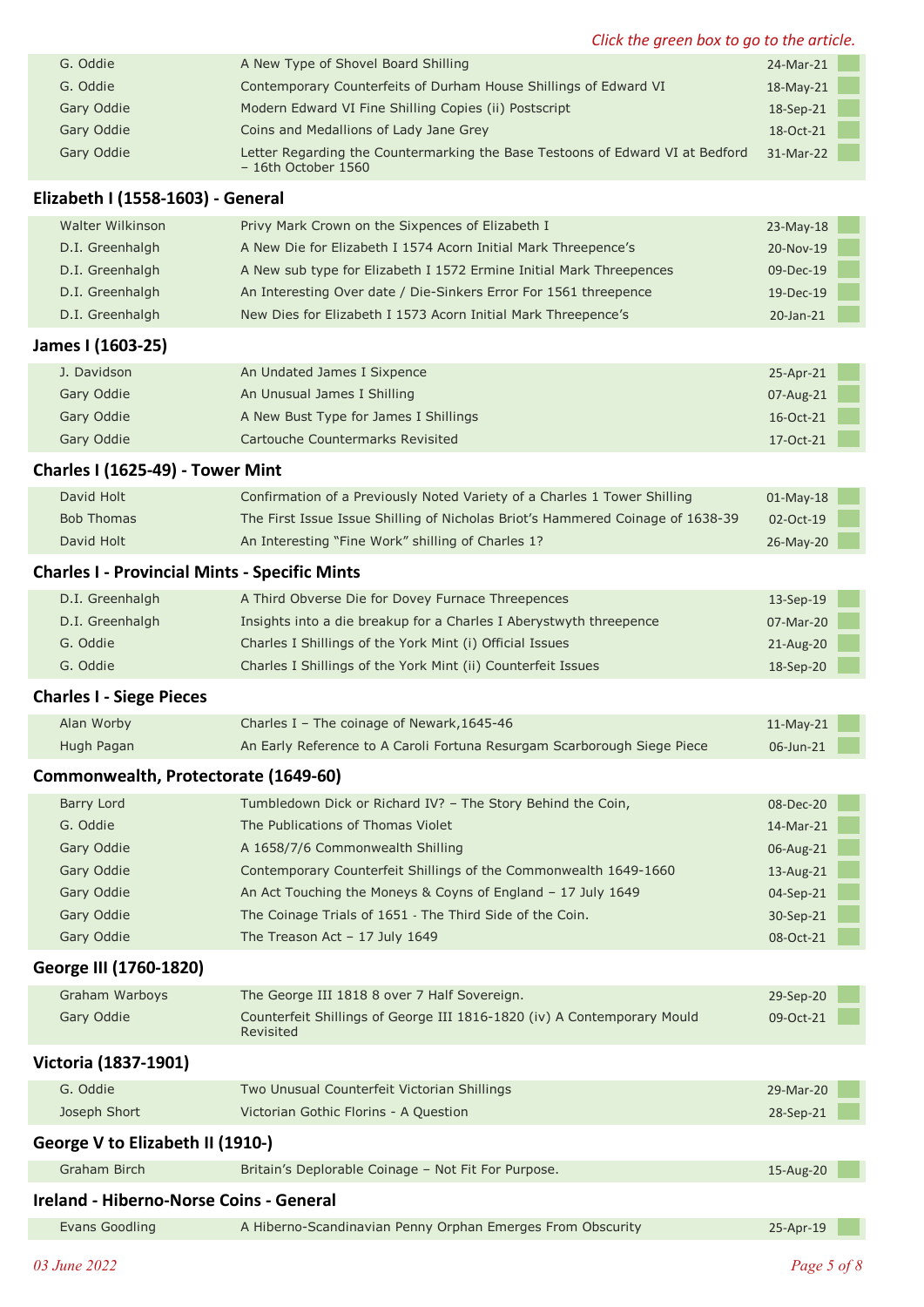*Click the green box to go to the article.*

| | | |
|---|---|---|
| G. Oddie | A New Type of Shovel Board Shilling | 24-Mar-21 |
| G. Oddie | Contemporary Counterfeits of Durham House Shillings of Edward VI | 18-May-21 |
| Gary Oddie | Modern Edward VI Fine Shilling Copies (ii) Postscript | 18-Sep-21 |
| Gary Oddie | Coins and Medallions of Lady Jane Grey | 18-Oct-21 |
| Gary Oddie | Letter Regarding the Countermarking the Base Testoons of Edward VI at Bedford – 16th October 1560 | 31-Mar-22 |

## Elizabeth I (1558-1603) - General

| | | |
|---|---|---|
| Walter Wilkinson | Privy Mark Crown on the Sixpences of Elizabeth I | 23-May-18 |
| D.I. Greenhalgh | A New Die for Elizabeth I 1574 Acorn Initial Mark Threepence's | 20-Nov-19 |
| D.I. Greenhalgh | A New sub type for Elizabeth I 1572 Ermine Initial Mark Threepences | 09-Dec-19 |
| D.I. Greenhalgh | An Interesting Over date / Die-Sinkers Error For 1561 threepence | 19-Dec-19 |
| D.I. Greenhalgh | New Dies for Elizabeth I 1573 Acorn Initial Mark Threepence's | 20-Jan-21 |

## James I (1603-25)

| | | |
|---|---|---|
| J. Davidson | An Undated James I Sixpence | 25-Apr-21 |
| Gary Oddie | An Unusual James I Shilling | 07-Aug-21 |
| Gary Oddie | A New Bust Type for James I Shillings | 16-Oct-21 |
| Gary Oddie | Cartouche Countermarks Revisited | 17-Oct-21 |

## Charles I (1625-49) - Tower Mint

| | | |
|---|---|---|
| David Holt | Confirmation of a Previously Noted Variety of a Charles 1 Tower Shilling | 01-May-18 |
| Bob Thomas | The First Issue Issue Shilling of Nicholas Briot's Hammered Coinage of 1638-39 | 02-Oct-19 |
| David Holt | An Interesting "Fine Work" shilling of Charles 1? | 26-May-20 |

## Charles I - Provincial Mints - Specific Mints

| | | |
|---|---|---|
| D.I. Greenhalgh | A Third Obverse Die for Dovey Furnace Threepences | 13-Sep-19 |
| D.I. Greenhalgh | Insights into a die breakup for a Charles I Aberystwyth threepence | 07-Mar-20 |
| G. Oddie | Charles I Shillings of the York Mint (i) Official Issues | 21-Aug-20 |
| G. Oddie | Charles I Shillings of the York Mint (ii) Counterfeit Issues | 18-Sep-20 |

## Charles I - Siege Pieces

| | | |
|---|---|---|
| Alan Worby | Charles I – The coinage of Newark,1645-46 | 11-May-21 |
| Hugh Pagan | An Early Reference to A Caroli Fortuna Resurgam Scarborough Siege Piece | 06-Jun-21 |

## Commonwealth, Protectorate (1649-60)

| | | |
|---|---|---|
| Barry Lord | Tumbledown Dick or Richard IV? – The Story Behind the Coin, | 08-Dec-20 |
| G. Oddie | The Publications of Thomas Violet | 14-Mar-21 |
| Gary Oddie | A 1658/7/6 Commonwealth Shilling | 06-Aug-21 |
| Gary Oddie | Contemporary Counterfeit Shillings of the Commonwealth 1649-1660 | 13-Aug-21 |
| Gary Oddie | An Act Touching the Moneys & Coyns of England – 17 July 1649 | 04-Sep-21 |
| Gary Oddie | The Coinage Trials of 1651 - The Third Side of the Coin. | 30-Sep-21 |
| Gary Oddie | The Treason Act – 17 July 1649 | 08-Oct-21 |

## George III (1760-1820)

| | | |
|---|---|---|
| Graham Warboys | The George III 1818 8 over 7 Half Sovereign. | 29-Sep-20 |
| Gary Oddie | Counterfeit Shillings of George III 1816-1820 (iv) A Contemporary Mould Revisited | 09-Oct-21 |

## Victoria (1837-1901)

| | | |
|---|---|---|
| G. Oddie | Two Unusual Counterfeit Victorian Shillings | 29-Mar-20 |
| Joseph Short | Victorian Gothic Florins - A Question | 28-Sep-21 |

## George V to Elizabeth II (1910-)

| | | |
|---|---|---|
| Graham Birch | Britain's Deplorable Coinage – Not Fit For Purpose. | 15-Aug-20 |

## Ireland - Hiberno-Norse Coins - General

| | | |
|---|---|---|
| Evans Goodling | A Hiberno-Scandinavian Penny Orphan Emerges From Obscurity | 25-Apr-19 |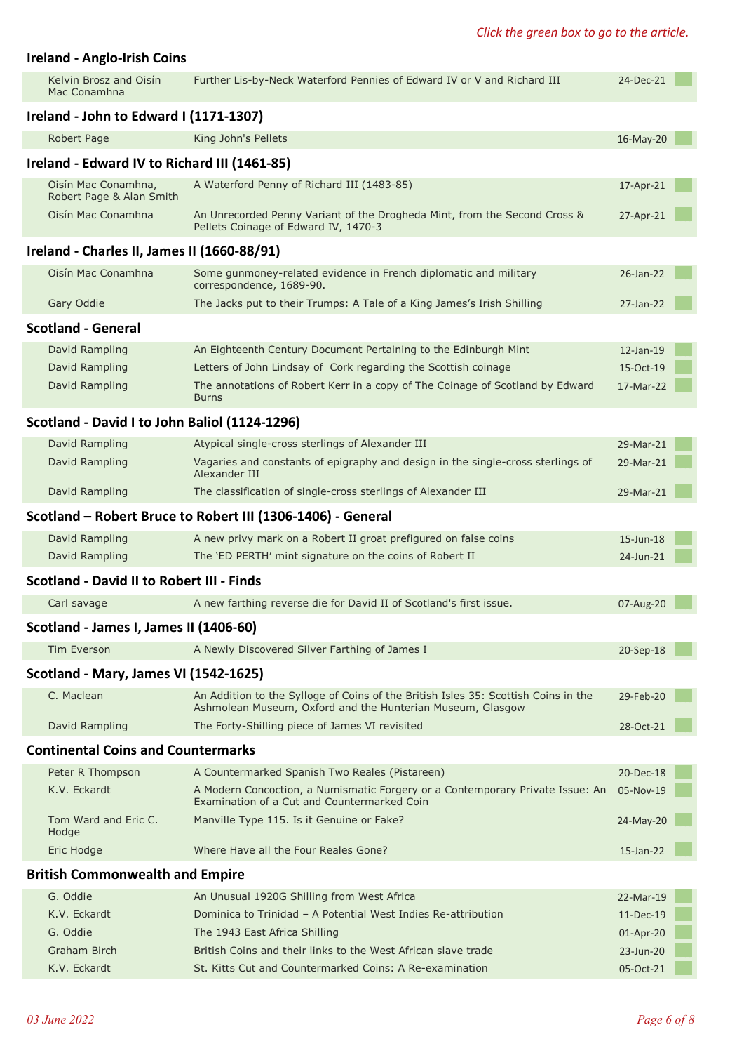*Click the green box to go to the article.*

## Ireland - Anglo-Irish Coins

| | | |
|---|---|---|
| Kelvin Brosz and Oisín Mac Conamhna | Further Lis-by-Neck Waterford Pennies of Edward IV or V and Richard III | 24-Dec-21 |

## Ireland - John to Edward I (1171-1307)

| | | |
|---|---|---|
| Robert Page | King John's Pellets | 16-May-20 |

## Ireland - Edward IV to Richard III (1461-85)

| | | |
|---|---|---|
| Oisín Mac Conamhna, Robert Page & Alan Smith | A Waterford Penny of Richard III (1483-85) | 17-Apr-21 |
| Oisín Mac Conamhna | An Unrecorded Penny Variant of the Drogheda Mint, from the Second Cross & Pellets Coinage of Edward IV, 1470-3 | 27-Apr-21 |

## Ireland - Charles II, James II (1660-88/91)

| | | |
|---|---|---|
| Oisín Mac Conamhna | Some gunmoney-related evidence in French diplomatic and military correspondence, 1689-90. | 26-Jan-22 |
| Gary Oddie | The Jacks put to their Trumps: A Tale of a King James's Irish Shilling | 27-Jan-22 |

## Scotland - General

| | | |
|---|---|---|
| David Rampling | An Eighteenth Century Document Pertaining to the Edinburgh Mint | 12-Jan-19 |
| David Rampling | Letters of John Lindsay of Cork regarding the Scottish coinage | 15-Oct-19 |
| David Rampling | The annotations of Robert Kerr in a copy of The Coinage of Scotland by Edward Burns | 17-Mar-22 |

## Scotland - David I to John Baliol (1124-1296)

| | | |
|---|---|---|
| David Rampling | Atypical single-cross sterlings of Alexander III | 29-Mar-21 |
| David Rampling | Vagaries and constants of epigraphy and design in the single-cross sterlings of Alexander III | 29-Mar-21 |
| David Rampling | The classification of single-cross sterlings of Alexander III | 29-Mar-21 |

## Scotland – Robert Bruce to Robert III (1306-1406) - General

| | | |
|---|---|---|
| David Rampling | A new privy mark on a Robert II groat prefigured on false coins | 15-Jun-18 |
| David Rampling | The 'ED PERTH' mint signature on the coins of Robert II | 24-Jun-21 |

## Scotland - David II to Robert III - Finds

| | | |
|---|---|---|
| Carl savage | A new farthing reverse die for David II of Scotland's first issue. | 07-Aug-20 |

## Scotland - James I, James II (1406-60)

| | | |
|---|---|---|
| Tim Everson | A Newly Discovered Silver Farthing of James I | 20-Sep-18 |

## Scotland - Mary, James VI (1542-1625)

| | | |
|---|---|---|
| C. Maclean | An Addition to the Sylloge of Coins of the British Isles 35: Scottish Coins in the Ashmolean Museum, Oxford and the Hunterian Museum, Glasgow | 29-Feb-20 |
| David Rampling | The Forty-Shilling piece of James VI revisited | 28-Oct-21 |

## Continental Coins and Countermarks

| | | |
|---|---|---|
| Peter R Thompson | A Countermarked Spanish Two Reales (Pistareen) | 20-Dec-18 |
| K.V. Eckardt | A Modern Concoction, a Numismatic Forgery or a Contemporary Private Issue: An Examination of a Cut and Countermarked Coin | 05-Nov-19 |
| Tom Ward and Eric C. Hodge | Manville Type 115. Is it Genuine or Fake? | 24-May-20 |
| Eric Hodge | Where Have all the Four Reales Gone? | 15-Jan-22 |

## British Commonwealth and Empire

| | | |
|---|---|---|
| G. Oddie | An Unusual 1920G Shilling from West Africa | 22-Mar-19 |
| K.V. Eckardt | Dominica to Trinidad – A Potential West Indies Re-attribution | 11-Dec-19 |
| G. Oddie | The 1943 East Africa Shilling | 01-Apr-20 |
| Graham Birch | British Coins and their links to the West African slave trade | 23-Jun-20 |
| K.V. Eckardt | St. Kitts Cut and Countermarked Coins: A Re-examination | 05-Oct-21 |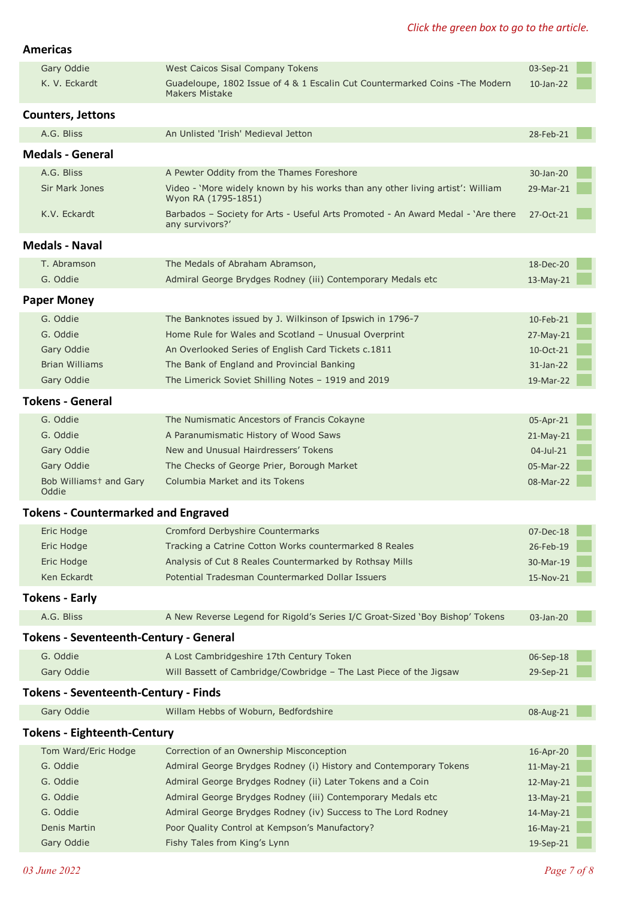*Click the green box to go to the article.*

## Americas

| Author | Title | Date |
|---|---|---|
| Gary Oddie | West Caicos Sisal Company Tokens | 03-Sep-21 |
| K. V. Eckardt | Guadeloupe, 1802 Issue of 4 & 1 Escalin Cut Countermarked Coins -The Modern Makers Mistake | 10-Jan-22 |

## Counters, Jettons

| Author | Title | Date |
|---|---|---|
| A.G. Bliss | An Unlisted 'Irish' Medieval Jetton | 28-Feb-21 |

## Medals - General

| Author | Title | Date |
|---|---|---|
| A.G. Bliss | A Pewter Oddity from the Thames Foreshore | 30-Jan-20 |
| Sir Mark Jones | Video - 'More widely known by his works than any other living artist': William Wyon RA (1795-1851) | 29-Mar-21 |
| K.V. Eckardt | Barbados – Society for Arts - Useful Arts Promoted - An Award Medal - 'Are there any survivors?' | 27-Oct-21 |

## Medals - Naval

| Author | Title | Date |
|---|---|---|
| T. Abramson | The Medals of Abraham Abramson, | 18-Dec-20 |
| G. Oddie | Admiral George Brydges Rodney (iii) Contemporary Medals etc | 13-May-21 |

## Paper Money

| Author | Title | Date |
|---|---|---|
| G. Oddie | The Banknotes issued by J. Wilkinson of Ipswich in 1796-7 | 10-Feb-21 |
| G. Oddie | Home Rule for Wales and Scotland – Unusual Overprint | 27-May-21 |
| Gary Oddie | An Overlooked Series of English Card Tickets c.1811 | 10-Oct-21 |
| Brian Williams | The Bank of England and Provincial Banking | 31-Jan-22 |
| Gary Oddie | The Limerick Soviet Shilling Notes – 1919 and 2019 | 19-Mar-22 |

## Tokens - General

| Author | Title | Date |
|---|---|---|
| G. Oddie | The Numismatic Ancestors of Francis Cokayne | 05-Apr-21 |
| G. Oddie | A Paranumismatic History of Wood Saws | 21-May-21 |
| Gary Oddie | New and Unusual Hairdressers' Tokens | 04-Jul-21 |
| Gary Oddie | The Checks of George Prier, Borough Market | 05-Mar-22 |
| Bob Williams† and Gary Oddie | Columbia Market and its Tokens | 08-Mar-22 |

## Tokens - Countermarked and Engraved

| Author | Title | Date |
|---|---|---|
| Eric Hodge | Cromford Derbyshire Countermarks | 07-Dec-18 |
| Eric Hodge | Tracking a Catrine Cotton Works countermarked 8 Reales | 26-Feb-19 |
| Eric Hodge | Analysis of Cut 8 Reales Countermarked by Rothsay Mills | 30-Mar-19 |
| Ken Eckardt | Potential Tradesman Countermarked Dollar Issuers | 15-Nov-21 |

## Tokens - Early

| Author | Title | Date |
|---|---|---|
| A.G. Bliss | A New Reverse Legend for Rigold's Series I/C Groat-Sized 'Boy Bishop' Tokens | 03-Jan-20 |

## Tokens - Seventeenth-Century - General

| Author | Title | Date |
|---|---|---|
| G. Oddie | A Lost Cambridgeshire 17th Century Token | 06-Sep-18 |
| Gary Oddie | Will Bassett of Cambridge/Cowbridge – The Last Piece of the Jigsaw | 29-Sep-21 |

## Tokens - Seventeenth-Century - Finds

| Author | Title | Date |
|---|---|---|
| Gary Oddie | Willam Hebbs of Woburn, Bedfordshire | 08-Aug-21 |

## Tokens - Eighteenth-Century

| Author | Title | Date |
|---|---|---|
| Tom Ward/Eric Hodge | Correction of an Ownership Misconception | 16-Apr-20 |
| G. Oddie | Admiral George Brydges Rodney (i) History and Contemporary Tokens | 11-May-21 |
| G. Oddie | Admiral George Brydges Rodney (ii) Later Tokens and a Coin | 12-May-21 |
| G. Oddie | Admiral George Brydges Rodney (iii) Contemporary Medals etc | 13-May-21 |
| G. Oddie | Admiral George Brydges Rodney (iv) Success to The Lord Rodney | 14-May-21 |
| Denis Martin | Poor Quality Control at Kempson's Manufactory? | 16-May-21 |
| Gary Oddie | Fishy Tales from King's Lynn | 19-Sep-21 |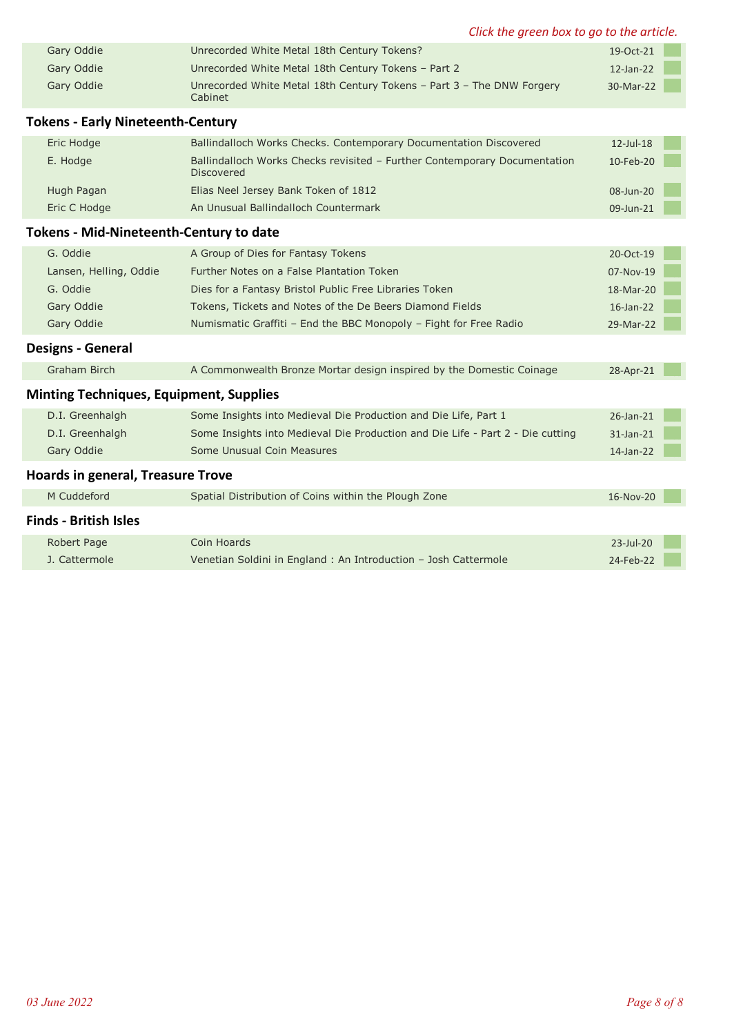*Click the green box to go to the article.*

| | | | |
|---|---|---|---|
| Gary Oddie | Unrecorded White Metal 18th Century Tokens? | 19-Oct-21 | |
| Gary Oddie | Unrecorded White Metal 18th Century Tokens – Part 2 | 12-Jan-22 | |
| Gary Oddie | Unrecorded White Metal 18th Century Tokens – Part 3 – The DNW Forgery Cabinet | 30-Mar-22 | |

## Tokens - Early Nineteenth-Century

| | | | |
|---|---|---|---|
| Eric Hodge | Ballindalloch Works Checks. Contemporary Documentation Discovered | 12-Jul-18 | |
| E. Hodge | Ballindalloch Works Checks revisited – Further Contemporary Documentation Discovered | 10-Feb-20 | |
| Hugh Pagan | Elias Neel Jersey Bank Token of 1812 | 08-Jun-20 | |
| Eric C Hodge | An Unusual Ballindalloch Countermark | 09-Jun-21 | |

## Tokens - Mid-Nineteenth-Century to date

| | | | |
|---|---|---|---|
| G. Oddie | A Group of Dies for Fantasy Tokens | 20-Oct-19 | |
| Lansen, Helling, Oddie | Further Notes on a False Plantation Token | 07-Nov-19 | |
| G. Oddie | Dies for a Fantasy Bristol Public Free Libraries Token | 18-Mar-20 | |
| Gary Oddie | Tokens, Tickets and Notes of the De Beers Diamond Fields | 16-Jan-22 | |
| Gary Oddie | Numismatic Graffiti – End the BBC Monopoly – Fight for Free Radio | 29-Mar-22 | |

## Designs - General

| | | | |
|---|---|---|---|
| Graham Birch | A Commonwealth Bronze Mortar design inspired by the Domestic Coinage | 28-Apr-21 | |

## Minting Techniques, Equipment, Supplies

| | | | |
|---|---|---|---|
| D.I. Greenhalgh | Some Insights into Medieval Die Production and Die Life, Part 1 | 26-Jan-21 | |
| D.I. Greenhalgh | Some Insights into Medieval Die Production and Die Life - Part 2 - Die cutting | 31-Jan-21 | |
| Gary Oddie | Some Unusual Coin Measures | 14-Jan-22 | |

## Hoards in general, Treasure Trove

| | | | |
|---|---|---|---|
| M Cuddeford | Spatial Distribution of Coins within the Plough Zone | 16-Nov-20 | |

## Finds - British Isles

| | | | |
|---|---|---|---|
| Robert Page | Coin Hoards | 23-Jul-20 | |
| J. Cattermole | Venetian Soldini in England : An Introduction – Josh Cattermole | 24-Feb-22 | |